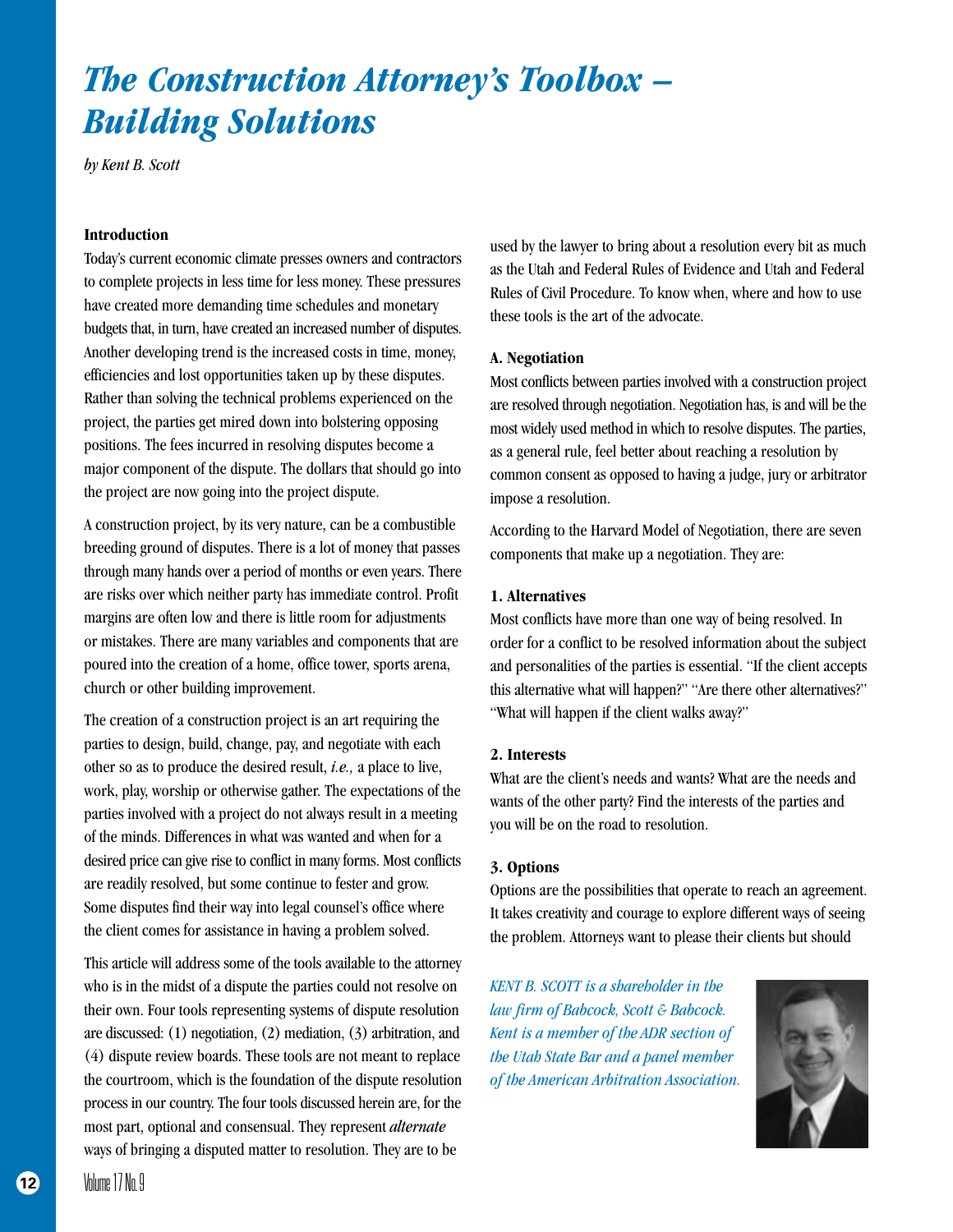# *The Construction Attorney's Toolbox – Building Solutions*

*by Kent B. Scott*

### Introduction

Today's current economic climate presses owners and contractors to complete projects in less time for less money. These pressures have created more demanding time schedules and monetary budgets that, in turn, have created an increased number of disputes. Another developing trend is the increased costs in time, money, efficiencies and lost opportunities taken up by these disputes. Rather than solving the technical problems experienced on the project, the parties get mired down into bolstering opposing positions. The fees incurred in resolving disputes become a major component of the dispute. The dollars that should go into the project are now going into the project dispute.

A construction project, by its very nature, can be a combustible breeding ground of disputes. There is a lot of money that passes through many hands over a period of months or even years. There are risks over which neither party has immediate control. Profit margins are often low and there is little room for adjustments or mistakes. There are many variables and components that are poured into the creation of a home, office tower, sports arena, church or other building improvement.

The creation of a construction project is an art requiring the parties to design, build, change, pay, and negotiate with each other so as to produce the desired result, *i.e.,* a place to live, work, play, worship or otherwise gather. The expectations of the parties involved with a project do not always result in a meeting of the minds. Differences in what was wanted and when for a desired price can give rise to conflict in many forms. Most conflicts are readily resolved, but some continue to fester and grow. Some disputes find their way into legal counsel's office where the client comes for assistance in having a problem solved.

This article will address some of the tools available to the attorney who is in the midst of a dispute the parties could not resolve on their own. Four tools representing systems of dispute resolution are discussed: (1) negotiation, (2) mediation, (3) arbitration, and (4) dispute review boards. These tools are not meant to replace the courtroom, which is the foundation of the dispute resolution process in our country. The four tools discussed herein are, for the most part, optional and consensual. They represent *alternate* ways of bringing a disputed matter to resolution. They are to be used by the lawyer to bring about a resolution every bit as much as the Utah and Federal Rules of Evidence and Utah and Federal Rules of Civil Procedure. To know when, where and how to use these tools is the art of the advocate.

### A. Negotiation

Most conflicts between parties involved with a construction project are resolved through negotiation. Negotiation has, is and will be the most widely used method in which to resolve disputes. The parties, as a general rule, feel better about reaching a resolution by common consent as opposed to having a judge, jury or arbitrator impose a resolution.

According to the Harvard Model of Negotiation, there are seven components that make up a negotiation. They are:

#### 1. Alternatives

Most conflicts have more than one way of being resolved. In order for a conflict to be resolved information about the subject and personalities of the parties is essential. "If the client accepts this alternative what will happen?" "Are there other alternatives?" "What will happen if the client walks away?"

#### 2. Interests

What are the client's needs and wants? What are the needs and wants of the other party? Find the interests of the parties and you will be on the road to resolution.

#### 3. Options

Options are the possibilities that operate to reach an agreement. It takes creativity and courage to explore different ways of seeing the problem. Attorneys want to please their clients but should

*KENT B. SCOTT is a shareholder in the law firm of Babcock, Scott & Babcock. Kent is a member of the ADR section of the Utah State Bar and a panel member of the American Arbitration Association.*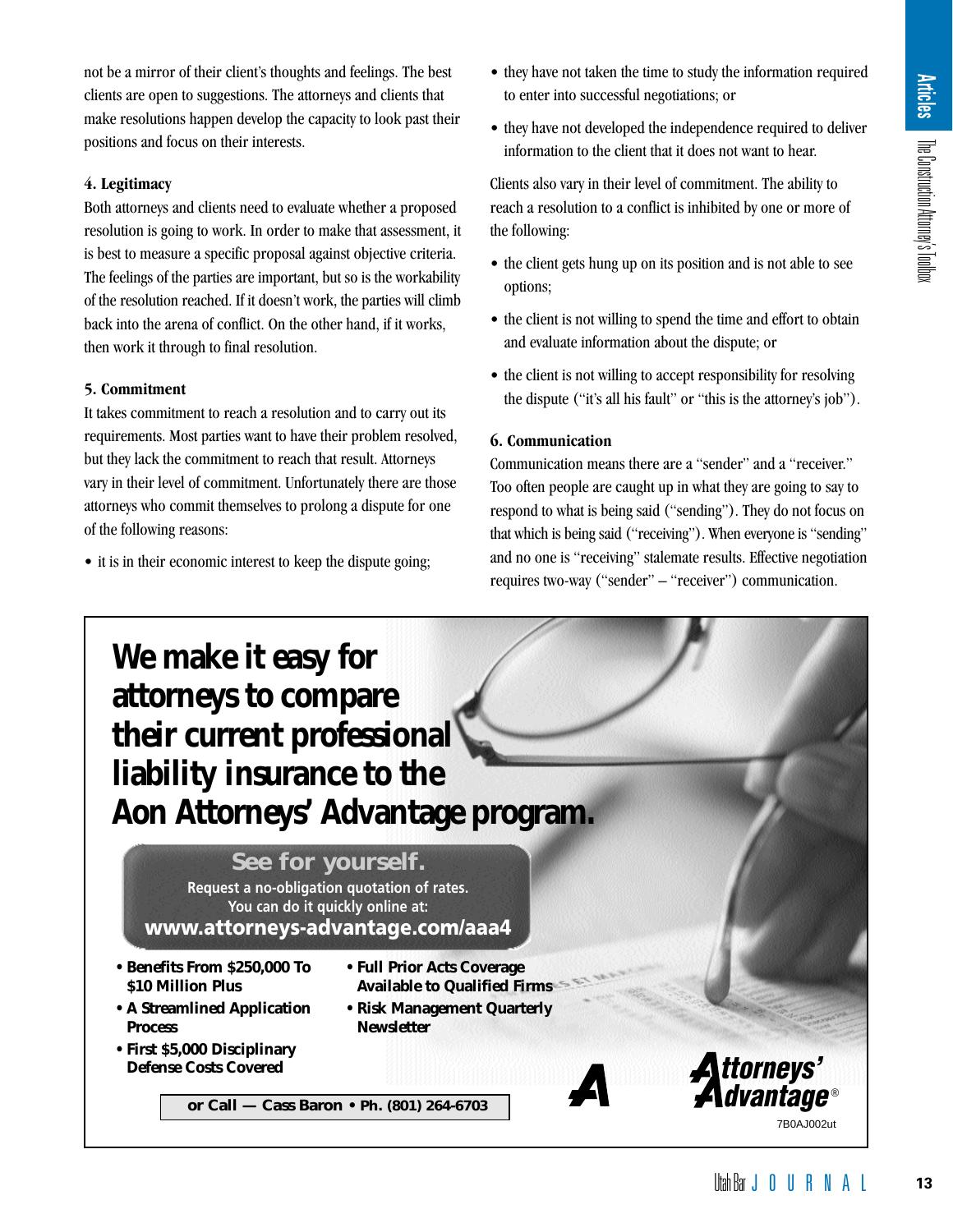not be a mirror of their client's thoughts and feelings. The best clients are open to suggestions. The attorneys and clients that make resolutions happen develop the capacity to look past their positions and focus on their interests.

### 4. Legitimacy

Both attorneys and clients need to evaluate whether a proposed resolution is going to work. In order to make that assessment, it is best to measure a specific proposal against objective criteria. The feelings of the parties are important, but so is the workability of the resolution reached. If it doesn't work, the parties will climb back into the arena of conflict. On the other hand, if it works, then work it through to final resolution.

### 5. Commitment

It takes commitment to reach a resolution and to carry out its requirements. Most parties want to have their problem resolved, but they lack the commitment to reach that result. Attorneys vary in their level of commitment. Unfortunately there are those attorneys who commit themselves to prolong a dispute for one of the following reasons:

- it is in their economic interest to keep the dispute going;
- they have not taken the time to study the information required to enter into successful negotiations; or
- they have not developed the independence required to deliver information to the client that it does not want to hear.

Clients also vary in their level of commitment. The ability to reach a resolution to a conflict is inhibited by one or more of the following:

- the client gets hung up on its position and is not able to see options;
- the client is not willing to spend the time and effort to obtain and evaluate information about the dispute; or
- the client is not willing to accept responsibility for resolving the dispute ("it's all his fault" or "this is the attorney's job").

### 6. Communication

Communication means there are a "sender" and a "receiver." Too often people are caught up in what they are going to say to respond to what is being said ("sending"). They do not focus on that which is being said ("receiving"). When everyone is "sending" and no one is "receiving" stalemate results. Effective negotiation requires two-way ("sender" – "receiver") communication.

**We make it easy for attorneys to compare their current professional liability insurance to the Aon Attorneys' Advantage program.**

**See for yourself.**
Request a no-obligation quotation of rates.
You can do it quickly online at:
**www.attorneys-advantage.com/aaa4**

- **Benefits From $250,000 To $10 Million Plus**
- **A Streamlined Application Process**
- **First $5,000 Disciplinary Defense Costs Covered**
- **Full Prior Acts Coverage Available to Qualified Firms**
- **Risk Management Quarterly Newsletter**

**or Call — Cass Baron • Ph. (801) 264-6703**

Attorneys' Advantage®

7B0AJ002ut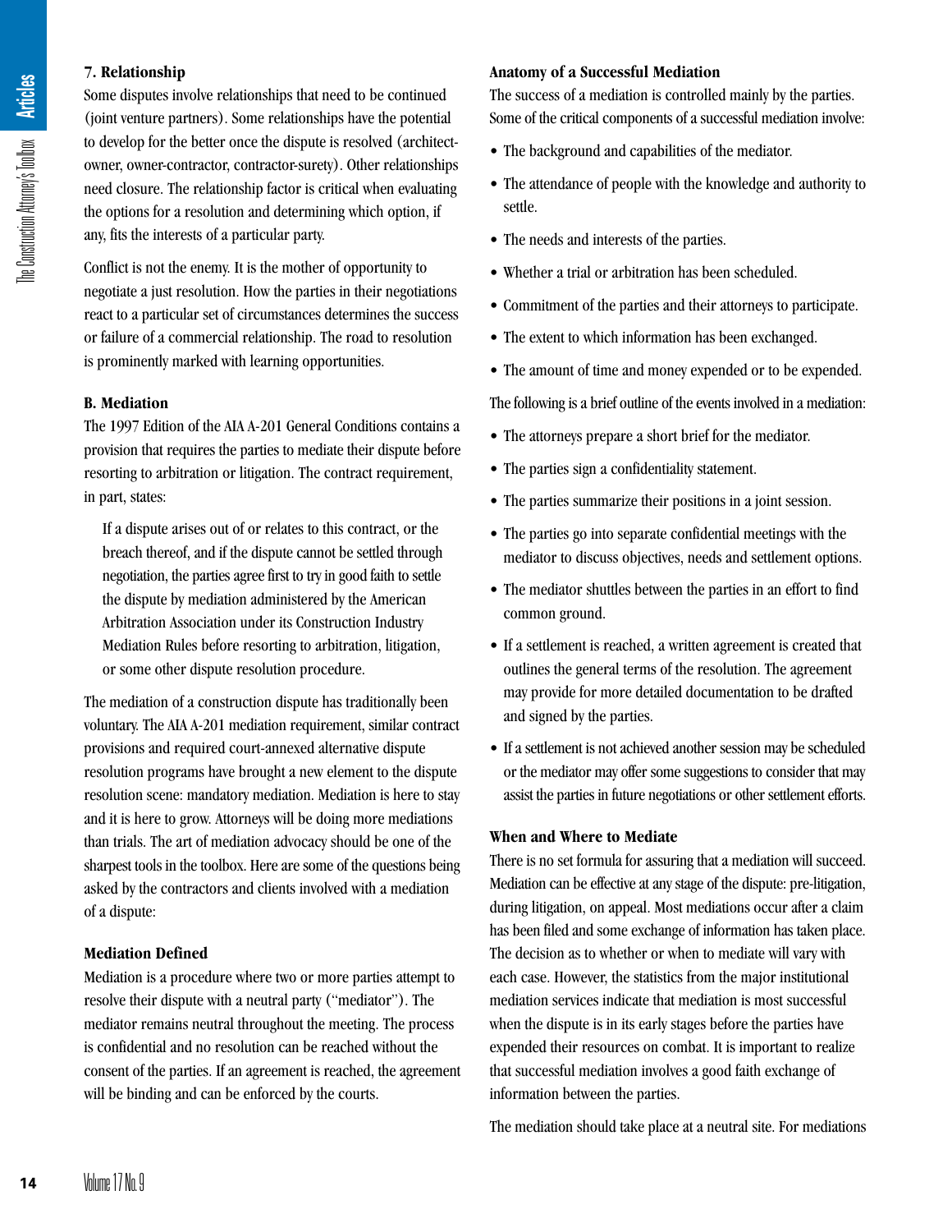### 7. Relationship

Some disputes involve relationships that need to be continued (joint venture partners). Some relationships have the potential to develop for the better once the dispute is resolved (architect-owner, owner-contractor, contractor-surety). Other relationships need closure. The relationship factor is critical when evaluating the options for a resolution and determining which option, if any, fits the interests of a particular party.

Conflict is not the enemy. It is the mother of opportunity to negotiate a just resolution. How the parties in their negotiations react to a particular set of circumstances determines the success or failure of a commercial relationship. The road to resolution is prominently marked with learning opportunities.

## B. Mediation

The 1997 Edition of the AIA A-201 General Conditions contains a provision that requires the parties to mediate their dispute before resorting to arbitration or litigation. The contract requirement, in part, states:

> If a dispute arises out of or relates to this contract, or the breach thereof, and if the dispute cannot be settled through negotiation, the parties agree first to try in good faith to settle the dispute by mediation administered by the American Arbitration Association under its Construction Industry Mediation Rules before resorting to arbitration, litigation, or some other dispute resolution procedure.

The mediation of a construction dispute has traditionally been voluntary. The AIA A-201 mediation requirement, similar contract provisions and required court-annexed alternative dispute resolution programs have brought a new element to the dispute resolution scene: mandatory mediation. Mediation is here to stay and it is here to grow. Attorneys will be doing more mediations than trials. The art of mediation advocacy should be one of the sharpest tools in the toolbox. Here are some of the questions being asked by the contractors and clients involved with a mediation of a dispute:

### Mediation Defined

Mediation is a procedure where two or more parties attempt to resolve their dispute with a neutral party ("mediator"). The mediator remains neutral throughout the meeting. The process is confidential and no resolution can be reached without the consent of the parties. If an agreement is reached, the agreement will be binding and can be enforced by the courts.

### Anatomy of a Successful Mediation

The success of a mediation is controlled mainly by the parties. Some of the critical components of a successful mediation involve:

- The background and capabilities of the mediator.
- The attendance of people with the knowledge and authority to settle.
- The needs and interests of the parties.
- Whether a trial or arbitration has been scheduled.
- Commitment of the parties and their attorneys to participate.
- The extent to which information has been exchanged.
- The amount of time and money expended or to be expended.

The following is a brief outline of the events involved in a mediation:

- The attorneys prepare a short brief for the mediator.
- The parties sign a confidentiality statement.
- The parties summarize their positions in a joint session.
- The parties go into separate confidential meetings with the mediator to discuss objectives, needs and settlement options.
- The mediator shuttles between the parties in an effort to find common ground.
- If a settlement is reached, a written agreement is created that outlines the general terms of the resolution. The agreement may provide for more detailed documentation to be drafted and signed by the parties.
- If a settlement is not achieved another session may be scheduled or the mediator may offer some suggestions to consider that may assist the parties in future negotiations or other settlement efforts.

### When and Where to Mediate

There is no set formula for assuring that a mediation will succeed. Mediation can be effective at any stage of the dispute: pre-litigation, during litigation, on appeal. Most mediations occur after a claim has been filed and some exchange of information has taken place. The decision as to whether or when to mediate will vary with each case. However, the statistics from the major institutional mediation services indicate that mediation is most successful when the dispute is in its early stages before the parties have expended their resources on combat. It is important to realize that successful mediation involves a good faith exchange of information between the parties.

The mediation should take place at a neutral site. For mediations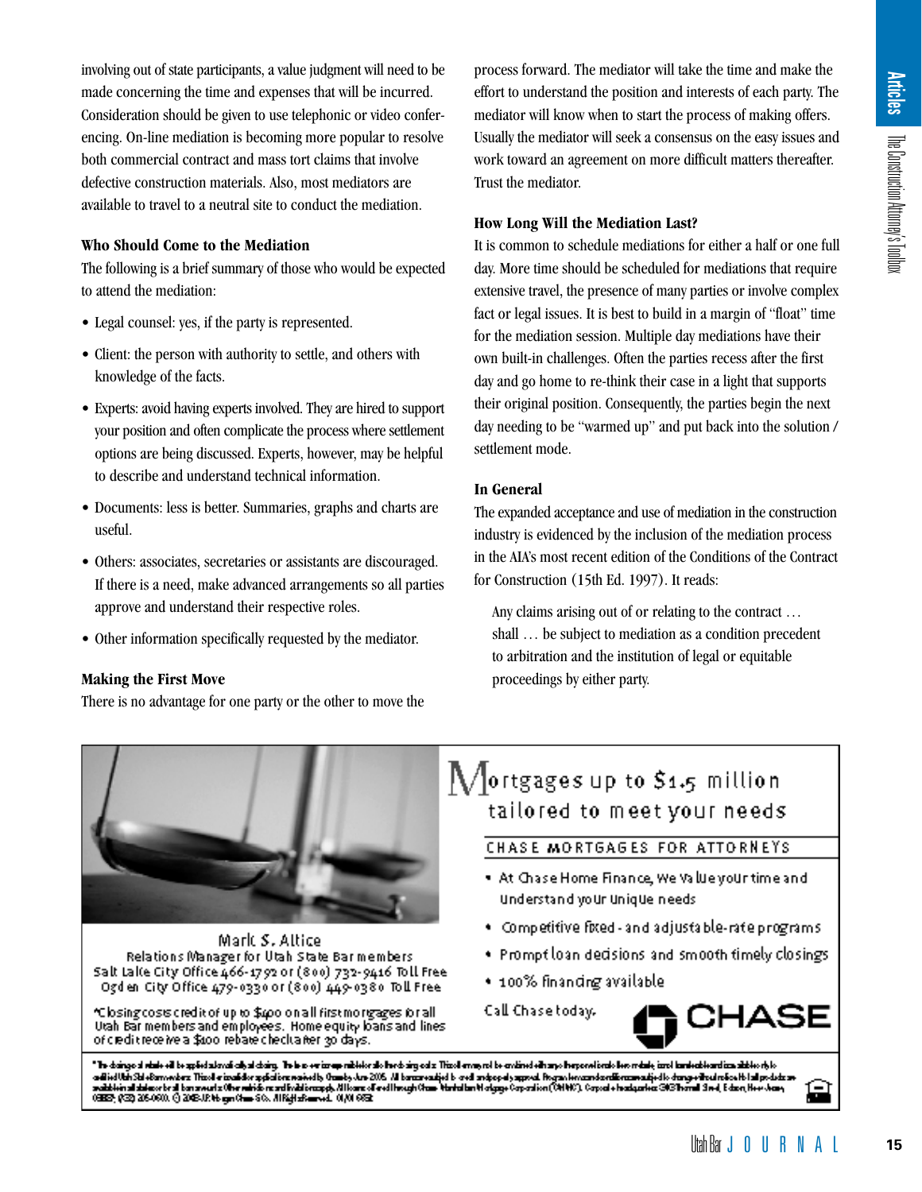involving out of state participants, a value judgment will need to be made concerning the time and expenses that will be incurred. Consideration should be given to use telephonic or video conferencing. On-line mediation is becoming more popular to resolve both commercial contract and mass tort claims that involve defective construction materials. Also, most mediators are available to travel to a neutral site to conduct the mediation.

**Who Should Come to the Mediation**

The following is a brief summary of those who would be expected to attend the mediation:

- Legal counsel: yes, if the party is represented.
- Client: the person with authority to settle, and others with knowledge of the facts.
- Experts: avoid having experts involved. They are hired to support your position and often complicate the process where settlement options are being discussed. Experts, however, may be helpful to describe and understand technical information.
- Documents: less is better. Summaries, graphs and charts are useful.
- Others: associates, secretaries or assistants are discouraged. If there is a need, make advanced arrangements so all parties approve and understand their respective roles.
- Other information specifically requested by the mediator.

**Making the First Move**

There is no advantage for one party or the other to move the process forward. The mediator will take the time and make the effort to understand the position and interests of each party. The mediator will know when to start the process of making offers. Usually the mediator will seek a consensus on the easy issues and work toward an agreement on more difficult matters thereafter. Trust the mediator.

**How Long Will the Mediation Last?**

It is common to schedule mediations for either a half or one full day. More time should be scheduled for mediations that require extensive travel, the presence of many parties or involve complex fact or legal issues. It is best to build in a margin of "float" time for the mediation session. Multiple day mediations have their own built-in challenges. Often the parties recess after the first day and go home to re-think their case in a light that supports their original position. Consequently, the parties begin the next day needing to be "warmed up" and put back into the solution / settlement mode.

**In General**

The expanded acceptance and use of mediation in the construction industry is evidenced by the inclusion of the mediation process in the AIA's most recent edition of the Conditions of the Contract for Construction (15th Ed. 1997). It reads:

> Any claims arising out of or relating to the contract … shall … be subject to mediation as a condition precedent to arbitration and the institution of legal or equitable proceedings by either party.

Mortgages up to $1.5 million tailored to meet your needs

CHASE MORTGAGES FOR ATTORNEYS

- At Chase Home Finance, we value your time and understand your unique needs
- Competitive fixed- and adjustable-rate programs
- Prompt loan decisions and smooth timely closings
- 100% financing available

Call Chase today.

CHASE

Mark S. Altice
Relations Manager for Utah State Bar members
Salt Lake City Office 466-1792 or (800) 732-9416 Toll Free
Ogden City Office 479-0330 or (800) 449-0380 Toll Free

*Closing costs credit of up to $400 on all first mortgages for all Utah Bar members and employees. Home equity loans and lines of credit receive a $100 rebate check after 30 days.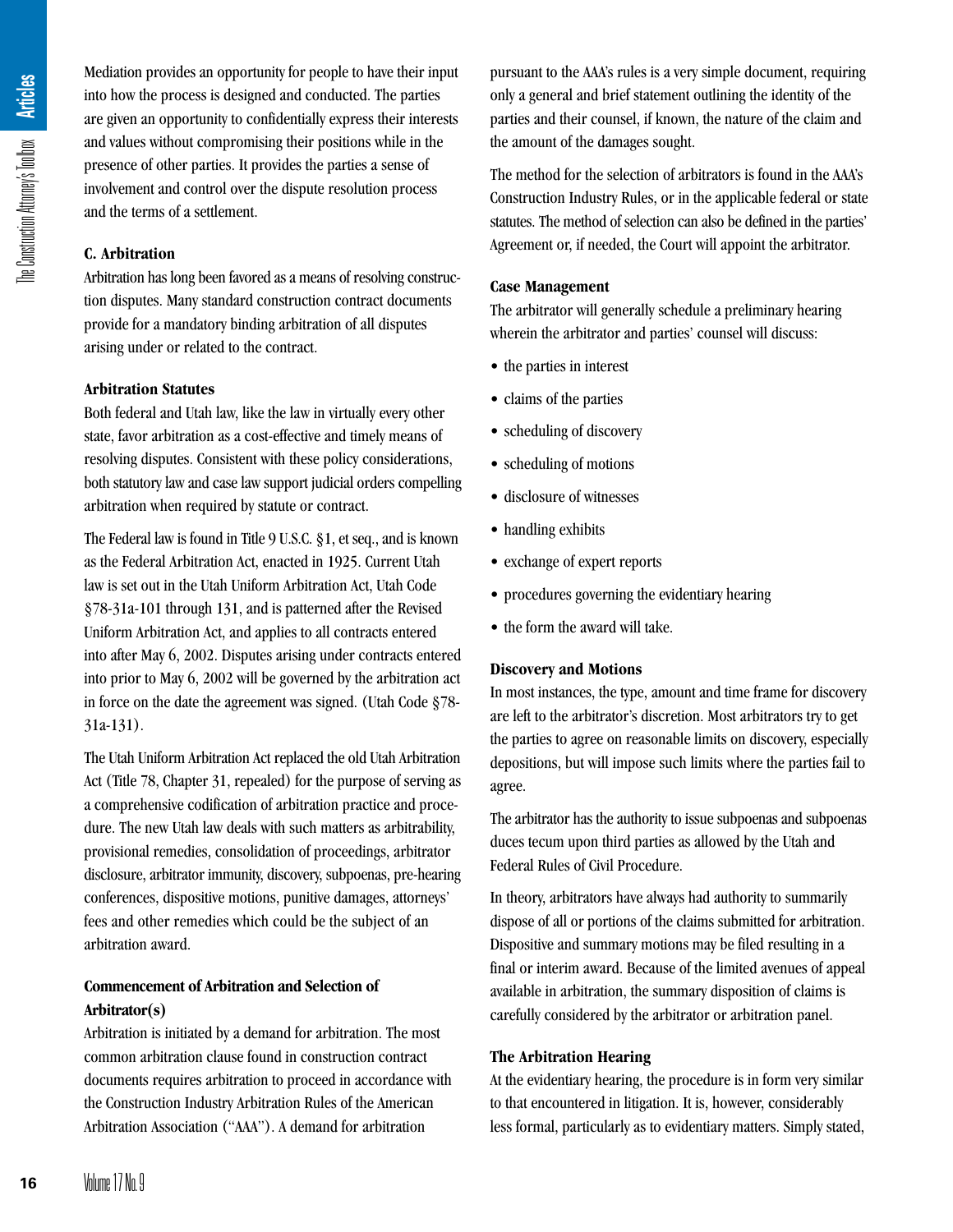Mediation provides an opportunity for people to have their input into how the process is designed and conducted. The parties are given an opportunity to confidentially express their interests and values without compromising their positions while in the presence of other parties. It provides the parties a sense of involvement and control over the dispute resolution process and the terms of a settlement.

### C. Arbitration

Arbitration has long been favored as a means of resolving construction disputes. Many standard construction contract documents provide for a mandatory binding arbitration of all disputes arising under or related to the contract.

#### Arbitration Statutes

Both federal and Utah law, like the law in virtually every other state, favor arbitration as a cost-effective and timely means of resolving disputes. Consistent with these policy considerations, both statutory law and case law support judicial orders compelling arbitration when required by statute or contract.

The Federal law is found in Title 9 U.S.C. §1, et seq., and is known as the Federal Arbitration Act, enacted in 1925. Current Utah law is set out in the Utah Uniform Arbitration Act, Utah Code §78-31a-101 through 131, and is patterned after the Revised Uniform Arbitration Act, and applies to all contracts entered into after May 6, 2002. Disputes arising under contracts entered into prior to May 6, 2002 will be governed by the arbitration act in force on the date the agreement was signed. (Utah Code §78-31a-131).

The Utah Uniform Arbitration Act replaced the old Utah Arbitration Act (Title 78, Chapter 31, repealed) for the purpose of serving as a comprehensive codification of arbitration practice and procedure. The new Utah law deals with such matters as arbitrability, provisional remedies, consolidation of proceedings, arbitrator disclosure, arbitrator immunity, discovery, subpoenas, pre-hearing conferences, dispositive motions, punitive damages, attorneys' fees and other remedies which could be the subject of an arbitration award.

#### Commencement of Arbitration and Selection of Arbitrator(s)

Arbitration is initiated by a demand for arbitration. The most common arbitration clause found in construction contract documents requires arbitration to proceed in accordance with the Construction Industry Arbitration Rules of the American Arbitration Association ("AAA"). A demand for arbitration pursuant to the AAA's rules is a very simple document, requiring only a general and brief statement outlining the identity of the parties and their counsel, if known, the nature of the claim and the amount of the damages sought.

The method for the selection of arbitrators is found in the AAA's Construction Industry Rules, or in the applicable federal or state statutes. The method of selection can also be defined in the parties' Agreement or, if needed, the Court will appoint the arbitrator.

#### Case Management

The arbitrator will generally schedule a preliminary hearing wherein the arbitrator and parties' counsel will discuss:

- the parties in interest
- claims of the parties
- scheduling of discovery
- scheduling of motions
- disclosure of witnesses
- handling exhibits
- exchange of expert reports
- procedures governing the evidentiary hearing
- the form the award will take.

#### Discovery and Motions

In most instances, the type, amount and time frame for discovery are left to the arbitrator's discretion. Most arbitrators try to get the parties to agree on reasonable limits on discovery, especially depositions, but will impose such limits where the parties fail to agree.

The arbitrator has the authority to issue subpoenas and subpoenas duces tecum upon third parties as allowed by the Utah and Federal Rules of Civil Procedure.

In theory, arbitrators have always had authority to summarily dispose of all or portions of the claims submitted for arbitration. Dispositive and summary motions may be filed resulting in a final or interim award. Because of the limited avenues of appeal available in arbitration, the summary disposition of claims is carefully considered by the arbitrator or arbitration panel.

#### The Arbitration Hearing

At the evidentiary hearing, the procedure is in form very similar to that encountered in litigation. It is, however, considerably less formal, particularly as to evidentiary matters. Simply stated,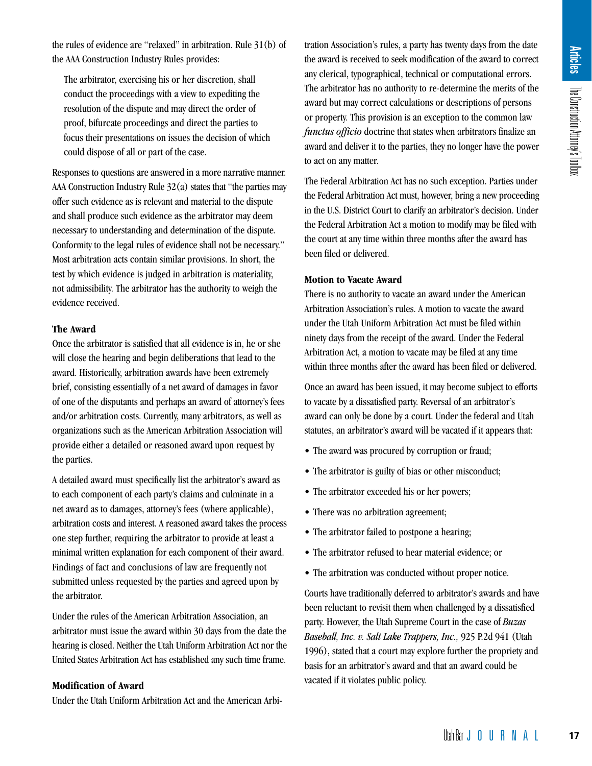the rules of evidence are "relaxed" in arbitration. Rule 31(b) of the AAA Construction Industry Rules provides:

> The arbitrator, exercising his or her discretion, shall conduct the proceedings with a view to expediting the resolution of the dispute and may direct the order of proof, bifurcate proceedings and direct the parties to focus their presentations on issues the decision of which could dispose of all or part of the case.

Responses to questions are answered in a more narrative manner. AAA Construction Industry Rule 32(a) states that "the parties may offer such evidence as is relevant and material to the dispute and shall produce such evidence as the arbitrator may deem necessary to understanding and determination of the dispute. Conformity to the legal rules of evidence shall not be necessary." Most arbitration acts contain similar provisions. In short, the test by which evidence is judged in arbitration is materiality, not admissibility. The arbitrator has the authority to weigh the evidence received.

**The Award**

Once the arbitrator is satisfied that all evidence is in, he or she will close the hearing and begin deliberations that lead to the award. Historically, arbitration awards have been extremely brief, consisting essentially of a net award of damages in favor of one of the disputants and perhaps an award of attorney's fees and/or arbitration costs. Currently, many arbitrators, as well as organizations such as the American Arbitration Association will provide either a detailed or reasoned award upon request by the parties.

A detailed award must specifically list the arbitrator's award as to each component of each party's claims and culminate in a net award as to damages, attorney's fees (where applicable), arbitration costs and interest. A reasoned award takes the process one step further, requiring the arbitrator to provide at least a minimal written explanation for each component of their award. Findings of fact and conclusions of law are frequently not submitted unless requested by the parties and agreed upon by the arbitrator.

Under the rules of the American Arbitration Association, an arbitrator must issue the award within 30 days from the date the hearing is closed. Neither the Utah Uniform Arbitration Act nor the United States Arbitration Act has established any such time frame.

**Modification of Award**

Under the Utah Uniform Arbitration Act and the American Arbitration Association's rules, a party has twenty days from the date the award is received to seek modification of the award to correct any clerical, typographical, technical or computational errors. The arbitrator has no authority to re-determine the merits of the award but may correct calculations or descriptions of persons or property. This provision is an exception to the common law *functus officio* doctrine that states when arbitrators finalize an award and deliver it to the parties, they no longer have the power to act on any matter.

The Federal Arbitration Act has no such exception. Parties under the Federal Arbitration Act must, however, bring a new proceeding in the U.S. District Court to clarify an arbitrator's decision. Under the Federal Arbitration Act a motion to modify may be filed with the court at any time within three months after the award has been filed or delivered.

**Motion to Vacate Award**

There is no authority to vacate an award under the American Arbitration Association's rules. A motion to vacate the award under the Utah Uniform Arbitration Act must be filed within ninety days from the receipt of the award. Under the Federal Arbitration Act, a motion to vacate may be filed at any time within three months after the award has been filed or delivered.

Once an award has been issued, it may become subject to efforts to vacate by a dissatisfied party. Reversal of an arbitrator's award can only be done by a court. Under the federal and Utah statutes, an arbitrator's award will be vacated if it appears that:

- The award was procured by corruption or fraud;
- The arbitrator is guilty of bias or other misconduct;
- The arbitrator exceeded his or her powers;
- There was no arbitration agreement;
- The arbitrator failed to postpone a hearing;
- The arbitrator refused to hear material evidence; or
- The arbitration was conducted without proper notice.

Courts have traditionally deferred to arbitrator's awards and have been reluctant to revisit them when challenged by a dissatisfied party. However, the Utah Supreme Court in the case of *Buzas Baseball, Inc. v. Salt Lake Trappers, Inc.,* 925 P.2d 941 (Utah 1996), stated that a court may explore further the propriety and basis for an arbitrator's award and that an award could be vacated if it violates public policy.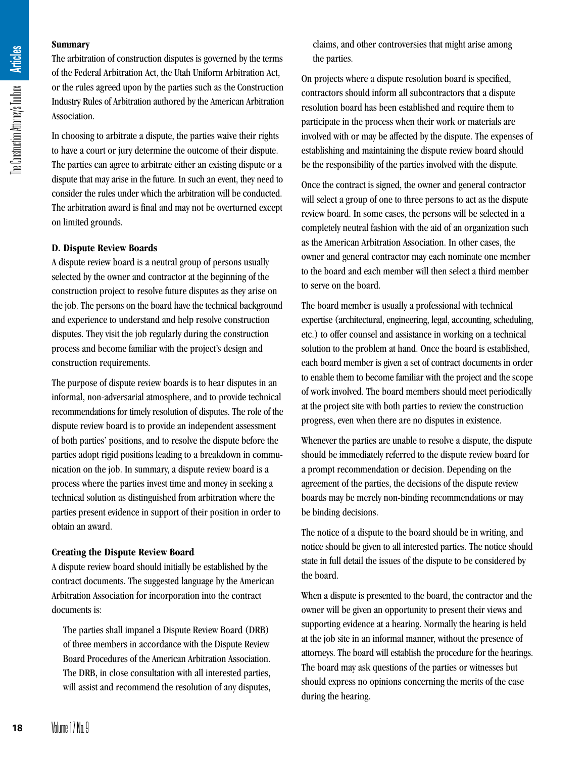**Summary**

The arbitration of construction disputes is governed by the terms of the Federal Arbitration Act, the Utah Uniform Arbitration Act, or the rules agreed upon by the parties such as the Construction Industry Rules of Arbitration authored by the American Arbitration Association.

In choosing to arbitrate a dispute, the parties waive their rights to have a court or jury determine the outcome of their dispute. The parties can agree to arbitrate either an existing dispute or a dispute that may arise in the future. In such an event, they need to consider the rules under which the arbitration will be conducted. The arbitration award is final and may not be overturned except on limited grounds.

**D. Dispute Review Boards**

A dispute review board is a neutral group of persons usually selected by the owner and contractor at the beginning of the construction project to resolve future disputes as they arise on the job. The persons on the board have the technical background and experience to understand and help resolve construction disputes. They visit the job regularly during the construction process and become familiar with the project's design and construction requirements.

The purpose of dispute review boards is to hear disputes in an informal, non-adversarial atmosphere, and to provide technical recommendations for timely resolution of disputes. The role of the dispute review board is to provide an independent assessment of both parties' positions, and to resolve the dispute before the parties adopt rigid positions leading to a breakdown in communication on the job. In summary, a dispute review board is a process where the parties invest time and money in seeking a technical solution as distinguished from arbitration where the parties present evidence in support of their position in order to obtain an award.

**Creating the Dispute Review Board**

A dispute review board should initially be established by the contract documents. The suggested language by the American Arbitration Association for incorporation into the contract documents is:

> The parties shall impanel a Dispute Review Board (DRB) of three members in accordance with the Dispute Review Board Procedures of the American Arbitration Association. The DRB, in close consultation with all interested parties, will assist and recommend the resolution of any disputes, claims, and other controversies that might arise among the parties.

On projects where a dispute resolution board is specified, contractors should inform all subcontractors that a dispute resolution board has been established and require them to participate in the process when their work or materials are involved with or may be affected by the dispute. The expenses of establishing and maintaining the dispute review board should be the responsibility of the parties involved with the dispute.

Once the contract is signed, the owner and general contractor will select a group of one to three persons to act as the dispute review board. In some cases, the persons will be selected in a completely neutral fashion with the aid of an organization such as the American Arbitration Association. In other cases, the owner and general contractor may each nominate one member to the board and each member will then select a third member to serve on the board.

The board member is usually a professional with technical expertise (architectural, engineering, legal, accounting, scheduling, etc.) to offer counsel and assistance in working on a technical solution to the problem at hand. Once the board is established, each board member is given a set of contract documents in order to enable them to become familiar with the project and the scope of work involved. The board members should meet periodically at the project site with both parties to review the construction progress, even when there are no disputes in existence.

Whenever the parties are unable to resolve a dispute, the dispute should be immediately referred to the dispute review board for a prompt recommendation or decision. Depending on the agreement of the parties, the decisions of the dispute review boards may be merely non-binding recommendations or may be binding decisions.

The notice of a dispute to the board should be in writing, and notice should be given to all interested parties. The notice should state in full detail the issues of the dispute to be considered by the board.

When a dispute is presented to the board, the contractor and the owner will be given an opportunity to present their views and supporting evidence at a hearing. Normally the hearing is held at the job site in an informal manner, without the presence of attorneys. The board will establish the procedure for the hearings. The board may ask questions of the parties or witnesses but should express no opinions concerning the merits of the case during the hearing.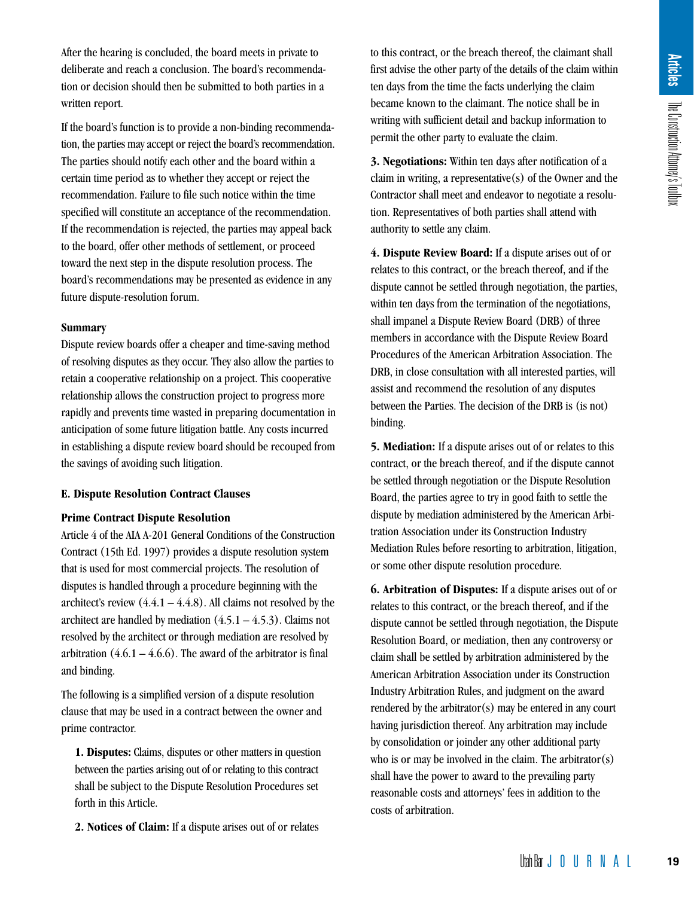After the hearing is concluded, the board meets in private to deliberate and reach a conclusion. The board's recommendation or decision should then be submitted to both parties in a written report.

If the board's function is to provide a non-binding recommendation, the parties may accept or reject the board's recommendation. The parties should notify each other and the board within a certain time period as to whether they accept or reject the recommendation. Failure to file such notice within the time specified will constitute an acceptance of the recommendation. If the recommendation is rejected, the parties may appeal back to the board, offer other methods of settlement, or proceed toward the next step in the dispute resolution process. The board's recommendations may be presented as evidence in any future dispute-resolution forum.

**Summary**

Dispute review boards offer a cheaper and time-saving method of resolving disputes as they occur. They also allow the parties to retain a cooperative relationship on a project. This cooperative relationship allows the construction project to progress more rapidly and prevents time wasted in preparing documentation in anticipation of some future litigation battle. Any costs incurred in establishing a dispute review board should be recouped from the savings of avoiding such litigation.

### E. Dispute Resolution Contract Clauses

**Prime Contract Dispute Resolution**

Article 4 of the AIA A-201 General Conditions of the Construction Contract (15th Ed. 1997) provides a dispute resolution system that is used for most commercial projects. The resolution of disputes is handled through a procedure beginning with the architect's review (4.4.1 – 4.4.8). All claims not resolved by the architect are handled by mediation (4.5.1 – 4.5.3). Claims not resolved by the architect or through mediation are resolved by arbitration (4.6.1 – 4.6.6). The award of the arbitrator is final and binding.

The following is a simplified version of a dispute resolution clause that may be used in a contract between the owner and prime contractor.

**1. Disputes:** Claims, disputes or other matters in question between the parties arising out of or relating to this contract shall be subject to the Dispute Resolution Procedures set forth in this Article.

**2. Notices of Claim:** If a dispute arises out of or relates to this contract, or the breach thereof, the claimant shall first advise the other party of the details of the claim within ten days from the time the facts underlying the claim became known to the claimant. The notice shall be in writing with sufficient detail and backup information to permit the other party to evaluate the claim.

**3. Negotiations:** Within ten days after notification of a claim in writing, a representative(s) of the Owner and the Contractor shall meet and endeavor to negotiate a resolution. Representatives of both parties shall attend with authority to settle any claim.

**4. Dispute Review Board:** If a dispute arises out of or relates to this contract, or the breach thereof, and if the dispute cannot be settled through negotiation, the parties, within ten days from the termination of the negotiations, shall impanel a Dispute Review Board (DRB) of three members in accordance with the Dispute Review Board Procedures of the American Arbitration Association. The DRB, in close consultation with all interested parties, will assist and recommend the resolution of any disputes between the Parties. The decision of the DRB is (is not) binding.

**5. Mediation:** If a dispute arises out of or relates to this contract, or the breach thereof, and if the dispute cannot be settled through negotiation or the Dispute Resolution Board, the parties agree to try in good faith to settle the dispute by mediation administered by the American Arbitration Association under its Construction Industry Mediation Rules before resorting to arbitration, litigation, or some other dispute resolution procedure.

**6. Arbitration of Disputes:** If a dispute arises out of or relates to this contract, or the breach thereof, and if the dispute cannot be settled through negotiation, the Dispute Resolution Board, or mediation, then any controversy or claim shall be settled by arbitration administered by the American Arbitration Association under its Construction Industry Arbitration Rules, and judgment on the award rendered by the arbitrator(s) may be entered in any court having jurisdiction thereof. Any arbitration may include by consolidation or joinder any other additional party who is or may be involved in the claim. The arbitrator(s) shall have the power to award to the prevailing party reasonable costs and attorneys' fees in addition to the costs of arbitration.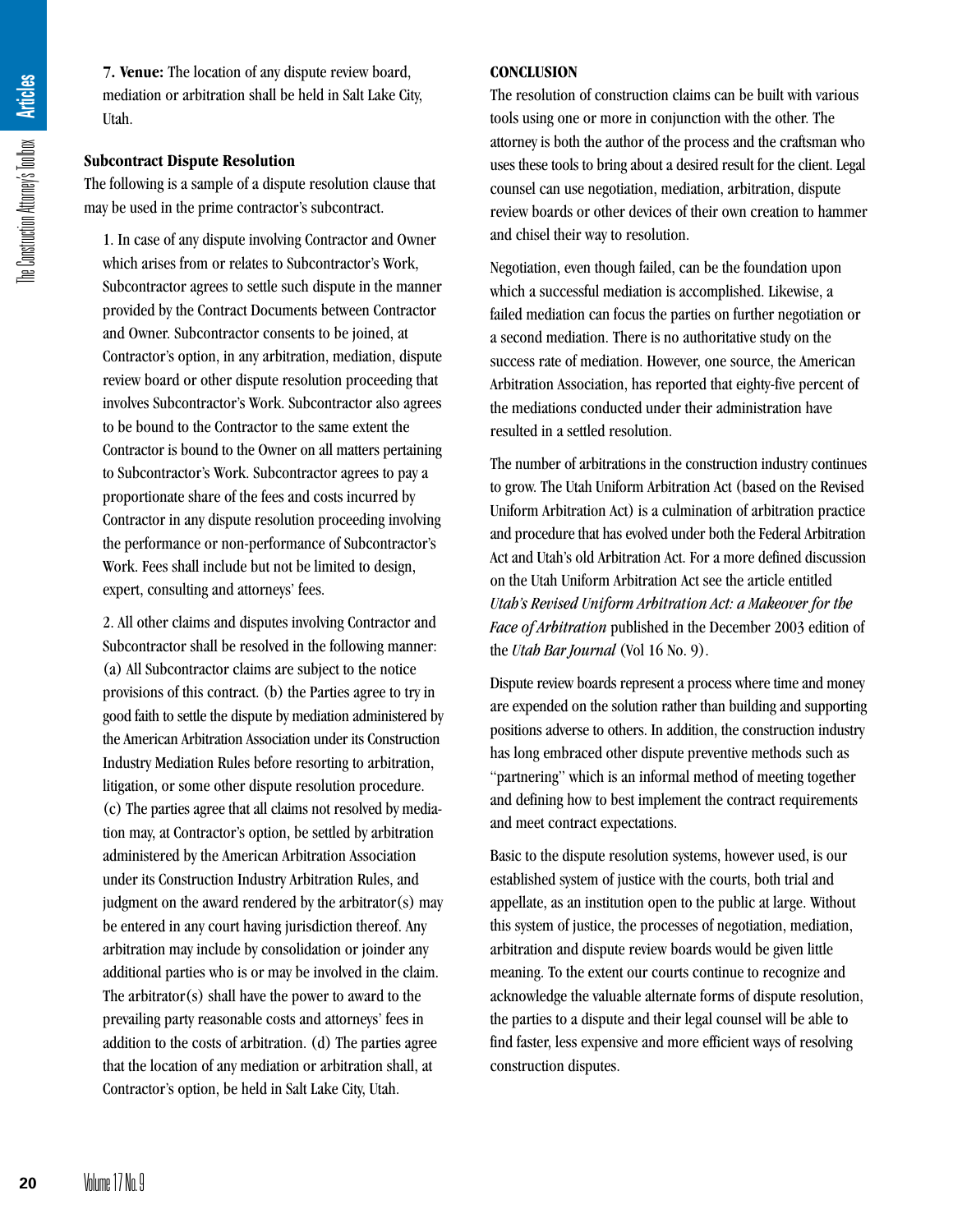7. **Venue:** The location of any dispute review board, mediation or arbitration shall be held in Salt Lake City, Utah.

**Subcontract Dispute Resolution**

The following is a sample of a dispute resolution clause that may be used in the prime contractor's subcontract.

1. In case of any dispute involving Contractor and Owner which arises from or relates to Subcontractor's Work, Subcontractor agrees to settle such dispute in the manner provided by the Contract Documents between Contractor and Owner. Subcontractor consents to be joined, at Contractor's option, in any arbitration, mediation, dispute review board or other dispute resolution proceeding that involves Subcontractor's Work. Subcontractor also agrees to be bound to the Contractor to the same extent the Contractor is bound to the Owner on all matters pertaining to Subcontractor's Work. Subcontractor agrees to pay a proportionate share of the fees and costs incurred by Contractor in any dispute resolution proceeding involving the performance or non-performance of Subcontractor's Work. Fees shall include but not be limited to design, expert, consulting and attorneys' fees.

2. All other claims and disputes involving Contractor and Subcontractor shall be resolved in the following manner: (a) All Subcontractor claims are subject to the notice provisions of this contract. (b) the Parties agree to try in good faith to settle the dispute by mediation administered by the American Arbitration Association under its Construction Industry Mediation Rules before resorting to arbitration, litigation, or some other dispute resolution procedure. (c) The parties agree that all claims not resolved by mediation may, at Contractor's option, be settled by arbitration administered by the American Arbitration Association under its Construction Industry Arbitration Rules, and judgment on the award rendered by the arbitrator(s) may be entered in any court having jurisdiction thereof. Any arbitration may include by consolidation or joinder any additional parties who is or may be involved in the claim. The arbitrator(s) shall have the power to award to the prevailing party reasonable costs and attorneys' fees in addition to the costs of arbitration. (d) The parties agree that the location of any mediation or arbitration shall, at Contractor's option, be held in Salt Lake City, Utah.

**CONCLUSION**

The resolution of construction claims can be built with various tools using one or more in conjunction with the other. The attorney is both the author of the process and the craftsman who uses these tools to bring about a desired result for the client. Legal counsel can use negotiation, mediation, arbitration, dispute review boards or other devices of their own creation to hammer and chisel their way to resolution.

Negotiation, even though failed, can be the foundation upon which a successful mediation is accomplished. Likewise, a failed mediation can focus the parties on further negotiation or a second mediation. There is no authoritative study on the success rate of mediation. However, one source, the American Arbitration Association, has reported that eighty-five percent of the mediations conducted under their administration have resulted in a settled resolution.

The number of arbitrations in the construction industry continues to grow. The Utah Uniform Arbitration Act (based on the Revised Uniform Arbitration Act) is a culmination of arbitration practice and procedure that has evolved under both the Federal Arbitration Act and Utah's old Arbitration Act. For a more defined discussion on the Utah Uniform Arbitration Act see the article entitled *Utah's Revised Uniform Arbitration Act: a Makeover for the Face of Arbitration* published in the December 2003 edition of the *Utah Bar Journal* (Vol 16 No. 9).

Dispute review boards represent a process where time and money are expended on the solution rather than building and supporting positions adverse to others. In addition, the construction industry has long embraced other dispute preventive methods such as "partnering" which is an informal method of meeting together and defining how to best implement the contract requirements and meet contract expectations.

Basic to the dispute resolution systems, however used, is our established system of justice with the courts, both trial and appellate, as an institution open to the public at large. Without this system of justice, the processes of negotiation, mediation, arbitration and dispute review boards would be given little meaning. To the extent our courts continue to recognize and acknowledge the valuable alternate forms of dispute resolution, the parties to a dispute and their legal counsel will be able to find faster, less expensive and more efficient ways of resolving construction disputes.